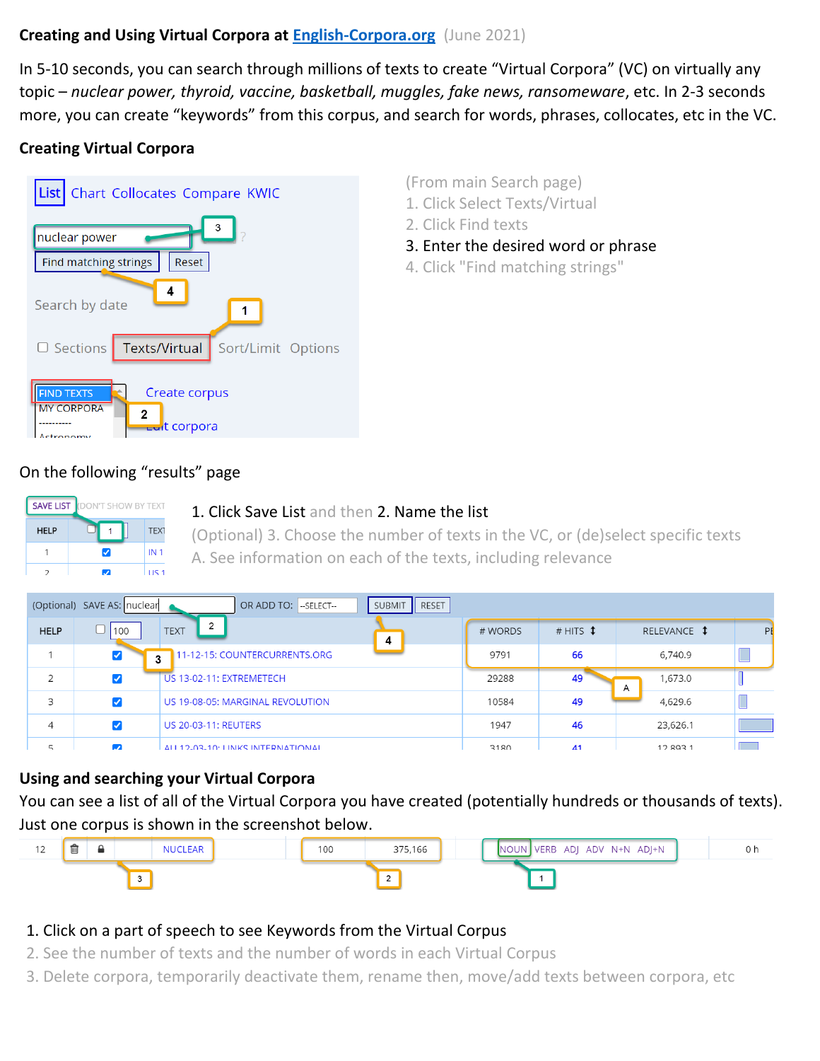**Creating and Using Virtual Corpora at English-Corpora.org** (June 2021)

In 5-10 seconds, you can search through millions of texts to create "Virtual Corpora" (VC) on virtually any topic – *nuclear power, thyroid, vaccine, basketball, muggles, fake news, ransomeware*, etc. In 2-3 seconds more, you can create "keywords" from this corpus, and search for words, phrases, collocates, etc in the VC.

## Creating Virtual Corpora

(From main Search page)

1. Click Select Texts/Virtual
2. Click Find texts
3. Enter the desired word or phrase
4. Click "Find matching strings"

On the following "results" page

1. Click Save List and then 2. Name the list

(Optional) 3. Choose the number of texts in the VC, or (de)select specific texts

A. See information on each of the texts, including relevance

## Using and searching your Virtual Corpora

You can see a list of all of the Virtual Corpora you have created (potentially hundreds or thousands of texts). Just one corpus is shown in the screenshot below.

1. Click on a part of speech to see Keywords from the Virtual Corpus
2. See the number of texts and the number of words in each Virtual Corpus
3. Delete corpora, temporarily deactivate them, rename then, move/add texts between corpora, etc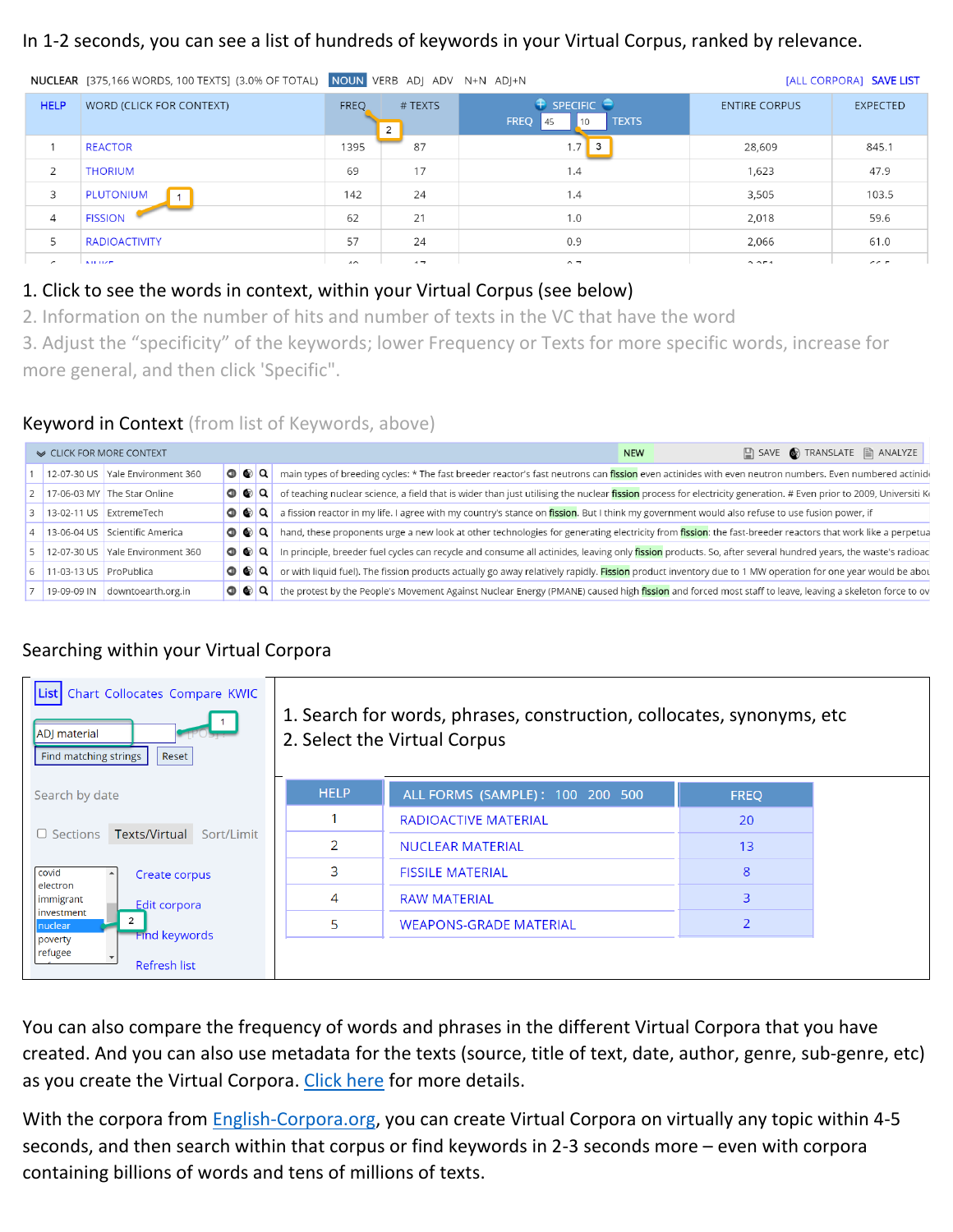In 1-2 seconds, you can see a list of hundreds of keywords in your Virtual Corpus, ranked by relevance.

NUCLEAR [375,166 WORDS, 100 TEXTS] (3.0% OF TOTAL) NOUN VERB ADJ ADV N+N ADJ+N [ALL CORPORA] SAVE LIST

| HELP | WORD (CLICK FOR CONTEXT) | FREQ | # TEXTS | SPECIFIC FREQ 45 10 TEXTS | ENTIRE CORPUS | EXPECTED |
|---|---|---|---|---|---|---|
| 1 | REACTOR | 1395 | 87 | 1.7 | 28,609 | 845.1 |
| 2 | THORIUM | 69 | 17 | 1.4 | 1,623 | 47.9 |
| 3 | PLUTONIUM | 142 | 24 | 1.4 | 3,505 | 103.5 |
| 4 | FISSION | 62 | 21 | 1.0 | 2,018 | 59.6 |
| 5 | RADIOACTIVITY | 57 | 24 | 0.9 | 2,066 | 61.0 |

1. Click to see the words in context, within your Virtual Corpus (see below)
2. Information on the number of hits and number of texts in the VC that have the word
3. Adjust the "specificity" of the keywords; lower Frequency or Texts for more specific words, increase for more general, and then click 'Specific".

Keyword in Context (from list of Keywords, above)

CLICK FOR MORE CONTEXT NEW SAVE TRANSLATE ANALYZE

| | | | |
|---|---|---|---|
| 1 | 12-07-30 US | Yale Environment 360 | main types of breeding cycles: * The fast breeder reactor's fast neutrons can fission even actinides with even neutron numbers. Even numbered actinid |
| 2 | 17-06-03 MY | The Star Online | of teaching nuclear science, a field that is wider than just utilising the nuclear fission process for electricity generation. # Even prior to 2009, Universiti K |
| 3 | 13-02-11 US | ExtremeTech | a fission reactor in my life. I agree with my country's stance on fission. But I think my government would also refuse to use fusion power, if |
| 4 | 13-06-04 US | Scientific America | hand, these proponents urge a new look at other technologies for generating electricity from fission: the fast-breeder reactors that work like a perpetua |
| 5 | 12-07-30 US | Yale Environment 360 | In principle, breeder fuel cycles can recycle and consume all actinides, leaving only fission products. So, after several hundred years, the waste's radioac |
| 6 | 11-03-13 US | ProPublica | or with liquid fuel). The fission products actually go away relatively rapidly. Fission product inventory due to 1 MW operation for one year would be abou |
| 7 | 19-09-09 IN | downtoearth.org.in | the protest by the People's Movement Against Nuclear Energy (PMANE) caused high fission and forced most staff to leave, leaving a skeleton force to ov |

Searching within your Virtual Corpora

List Chart Collocates Compare KWIC

ADJ material [POS]

Find matching strings Reset

Search by date

Sections Texts/Virtual Sort/Limit

covid, electron, immigrant, investment, nuclear, poverty, refugee

Create corpus
Edit corpora
Find keywords
Refresh list

1. Search for words, phrases, construction, collocates, synonyms, etc
2. Select the Virtual Corpus

| HELP | ALL FORMS (SAMPLE): 100 200 500 | FREQ |
|---|---|---|
| 1 | RADIOACTIVE MATERIAL | 20 |
| 2 | NUCLEAR MATERIAL | 13 |
| 3 | FISSILE MATERIAL | 8 |
| 4 | RAW MATERIAL | 3 |
| 5 | WEAPONS-GRADE MATERIAL | 2 |

You can also compare the frequency of words and phrases in the different Virtual Corpora that you have created. And you can also use metadata for the texts (source, title of text, date, author, genre, sub-genre, etc) as you create the Virtual Corpora. Click here for more details.

With the corpora from English-Corpora.org, you can create Virtual Corpora on virtually any topic within 4-5 seconds, and then search within that corpus or find keywords in 2-3 seconds more – even with corpora containing billions of words and tens of millions of texts.